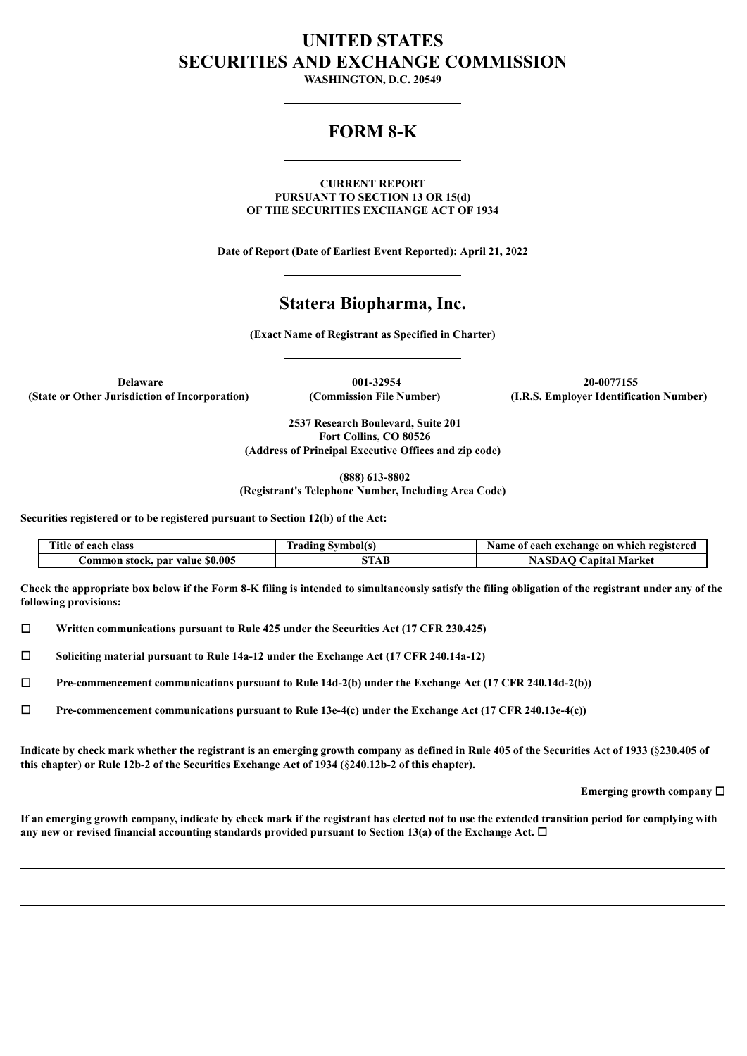# UNITED STATES
# SECURITIES AND EXCHANGE COMMISSION

**WASHINGTON, D.C. 20549**

---

## FORM 8-K

---

**CURRENT REPORT**
**PURSUANT TO SECTION 13 OR 15(d)**
**OF THE SECURITIES EXCHANGE ACT OF 1934**

**Date of Report (Date of Earliest Event Reported): April 21, 2022**

---

## Statera Biopharma, Inc.

**(Exact Name of Registrant as Specified in Charter)**

---

| **Delaware** | **001-32954** | **20-0077155** |
|---|---|---|
| **(State or Other Jurisdiction of Incorporation)** | **(Commission File Number)** | **(I.R.S. Employer Identification Number)** |

**2537 Research Boulevard, Suite 201**
**Fort Collins, CO 80526**
**(Address of Principal Executive Offices and zip code)**

**(888) 613-8802**
**(Registrant's Telephone Number, Including Area Code)**

**Securities registered or to be registered pursuant to Section 12(b) of the Act:**

| Title of each class | Trading Symbol(s) | Name of each exchange on which registered |
|---|---|---|
| Common stock, par value $0.005 | STAB | NASDAQ Capital Market |

**Check the appropriate box below if the Form 8-K filing is intended to simultaneously satisfy the filing obligation of the registrant under any of the following provisions:**

☐ **Written communications pursuant to Rule 425 under the Securities Act (17 CFR 230.425)**

☐ **Soliciting material pursuant to Rule 14a-12 under the Exchange Act (17 CFR 240.14a-12)**

☐ **Pre-commencement communications pursuant to Rule 14d-2(b) under the Exchange Act (17 CFR 240.14d-2(b))**

☐ **Pre-commencement communications pursuant to Rule 13e-4(c) under the Exchange Act (17 CFR 240.13e-4(c))**

**Indicate by check mark whether the registrant is an emerging growth company as defined in Rule 405 of the Securities Act of 1933 (§230.405 of this chapter) or Rule 12b-2 of the Securities Exchange Act of 1934 (§240.12b-2 of this chapter).**

**Emerging growth company** ☐

**If an emerging growth company, indicate by check mark if the registrant has elected not to use the extended transition period for complying with any new or revised financial accounting standards provided pursuant to Section 13(a) of the Exchange Act.** ☐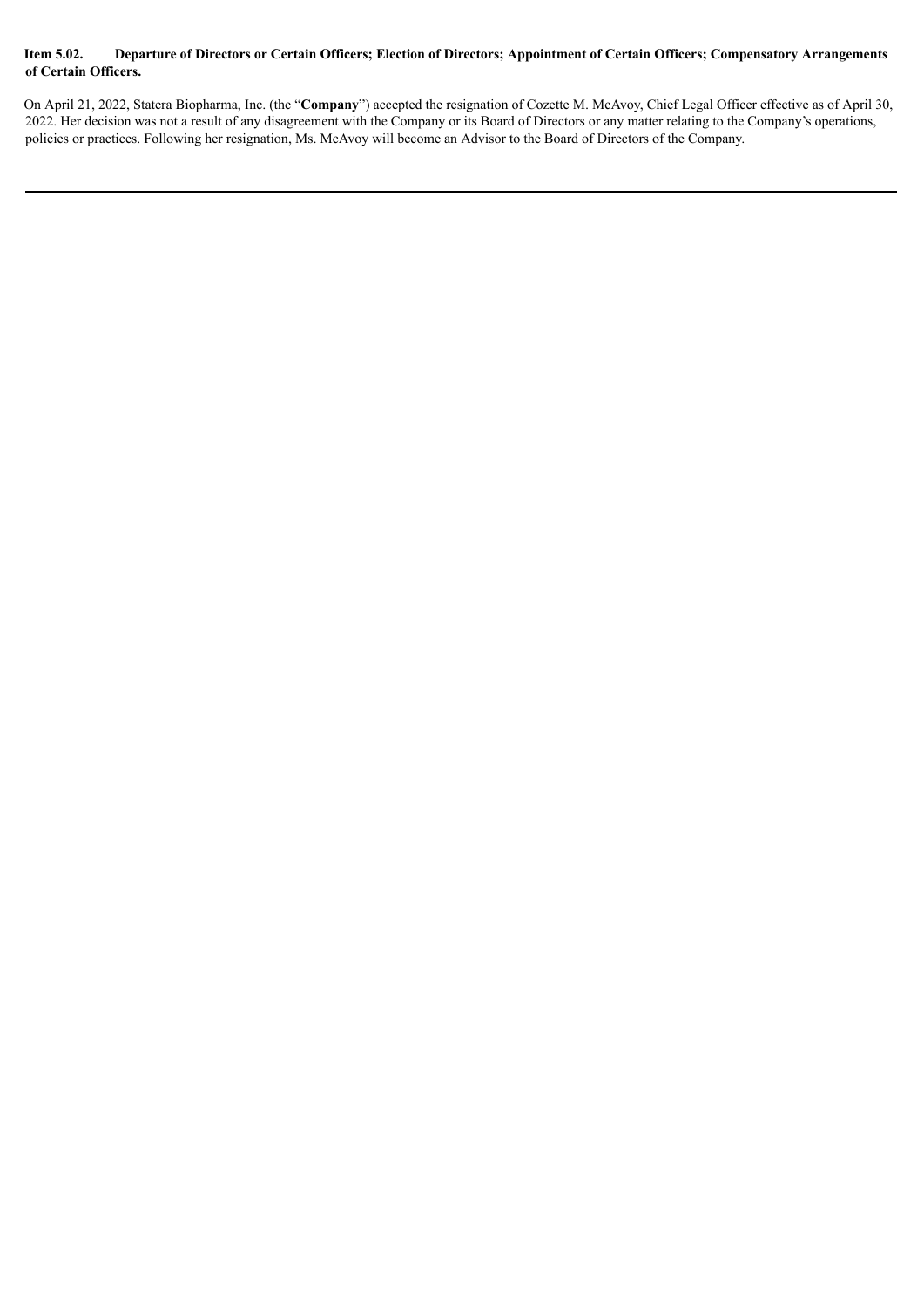**Item 5.02. Departure of Directors or Certain Officers; Election of Directors; Appointment of Certain Officers; Compensatory Arrangements of Certain Officers.**

On April 21, 2022, Statera Biopharma, Inc. (the "**Company**") accepted the resignation of Cozette M. McAvoy, Chief Legal Officer effective as of April 30, 2022. Her decision was not a result of any disagreement with the Company or its Board of Directors or any matter relating to the Company's operations, policies or practices. Following her resignation, Ms. McAvoy will become an Advisor to the Board of Directors of the Company.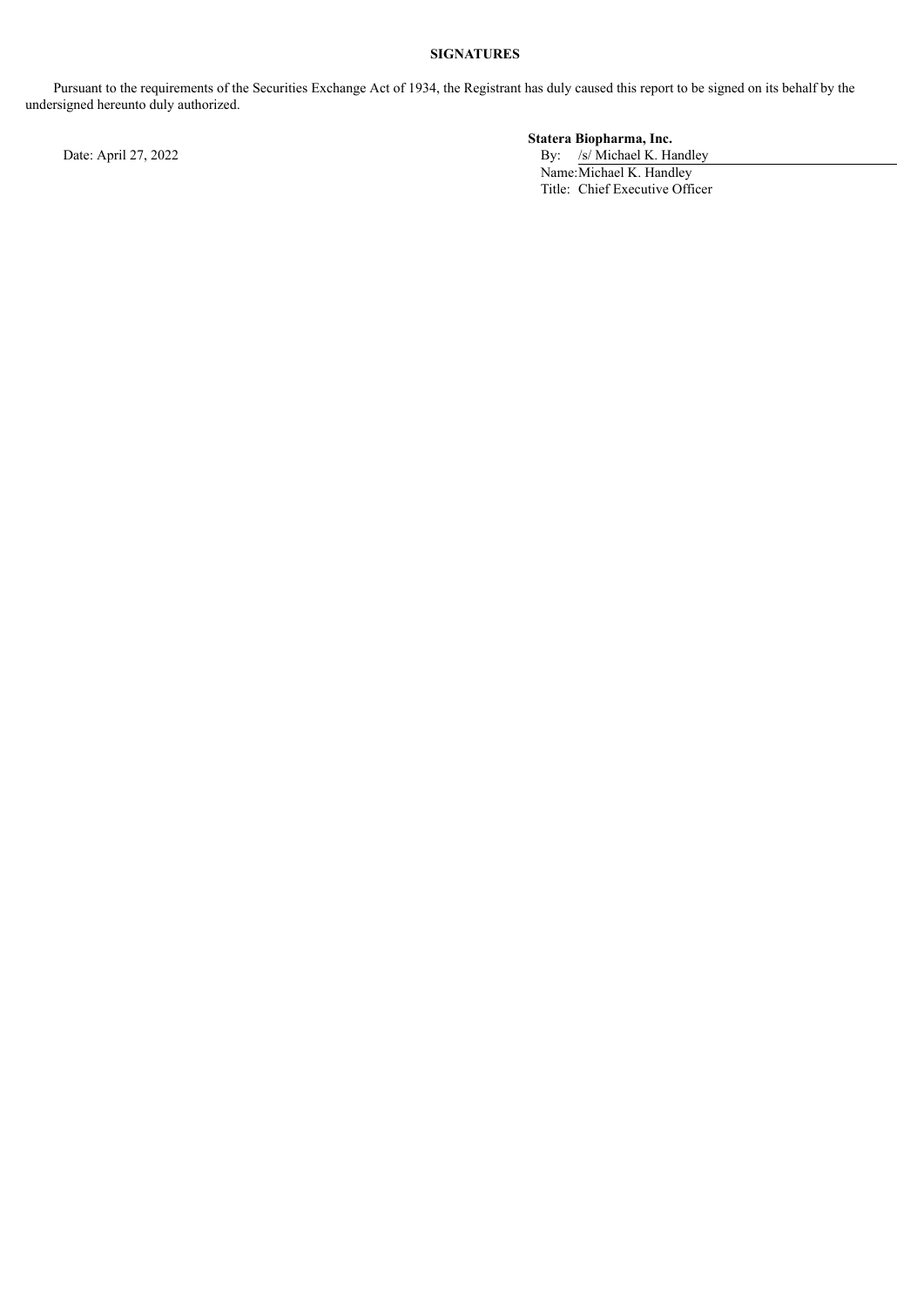**SIGNATURES**

Pursuant to the requirements of the Securities Exchange Act of 1934, the Registrant has duly caused this report to be signed on its behalf by the undersigned hereunto duly authorized.

| | |
|---|---|
| | **Statera Biopharma, Inc.** |
| Date: April 27, 2022 | By: /s/ Michael K. Handley |
| | Name: Michael K. Handley |
| | Title: Chief Executive Officer |